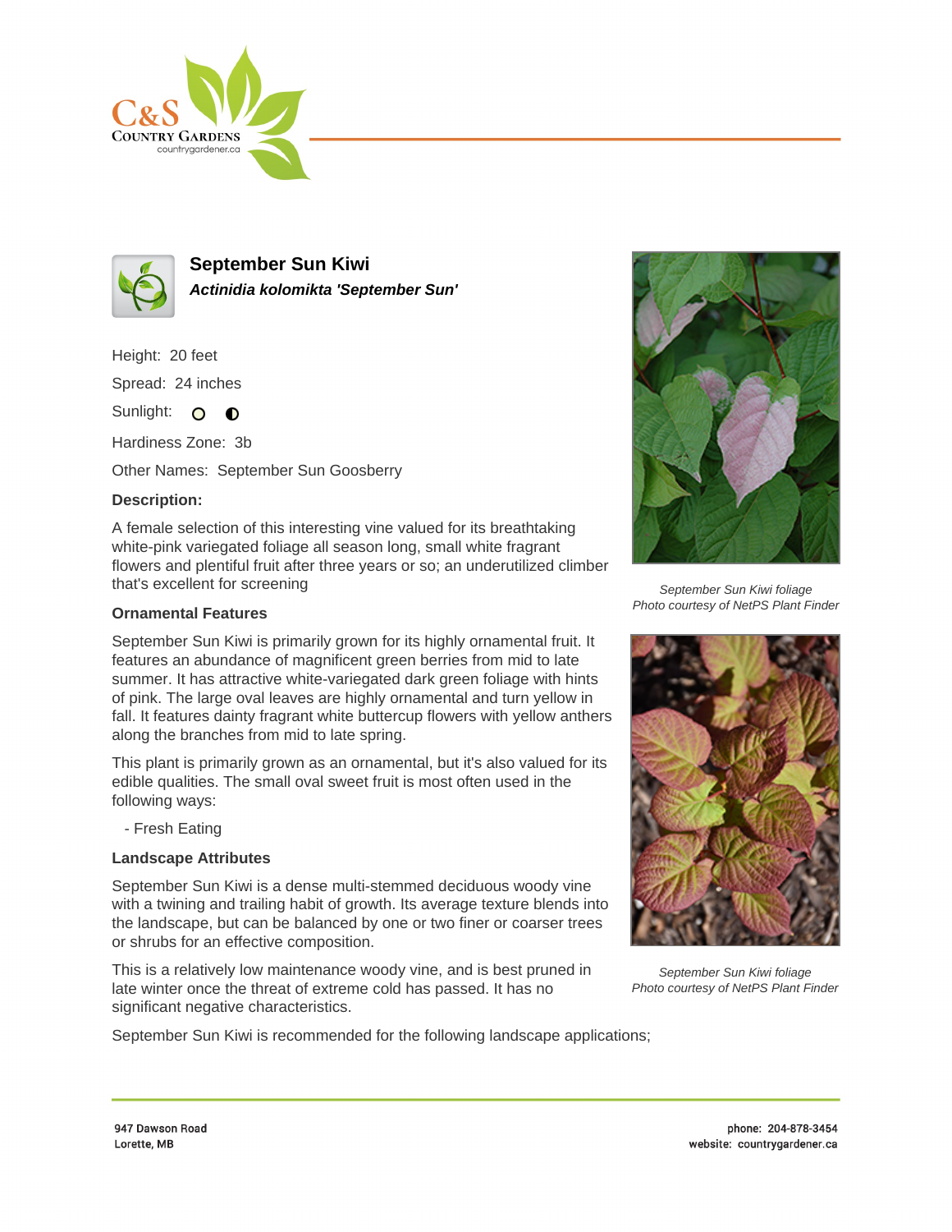# September Sun Kiwi

***Actinidia kolomikta 'September Sun'***

Height: 20 feet

Spread: 24 inches

Sunlight: ○ ◐

Hardiness Zone: 3b

Other Names: September Sun Goosberry

**Description:**

A female selection of this interesting vine valued for its breathtaking white-pink variegated foliage all season long, small white fragrant flowers and plentiful fruit after three years or so; an underutilized climber that's excellent for screening

### Ornamental Features

September Sun Kiwi is primarily grown for its highly ornamental fruit. It features an abundance of magnificent green berries from mid to late summer. It has attractive white-variegated dark green foliage with hints of pink. The large oval leaves are highly ornamental and turn yellow in fall. It features dainty fragrant white buttercup flowers with yellow anthers along the branches from mid to late spring.

This plant is primarily grown as an ornamental, but it's also valued for its edible qualities. The small oval sweet fruit is most often used in the following ways:

- Fresh Eating

### Landscape Attributes

September Sun Kiwi is a dense multi-stemmed deciduous woody vine with a twining and trailing habit of growth. Its average texture blends into the landscape, but can be balanced by one or two finer or coarser trees or shrubs for an effective composition.

This is a relatively low maintenance woody vine, and is best pruned in late winter once the threat of extreme cold has passed. It has no significant negative characteristics.

September Sun Kiwi is recommended for the following landscape applications;

*September Sun Kiwi foliage*
*Photo courtesy of NetPS Plant Finder*

*September Sun Kiwi foliage*
*Photo courtesy of NetPS Plant Finder*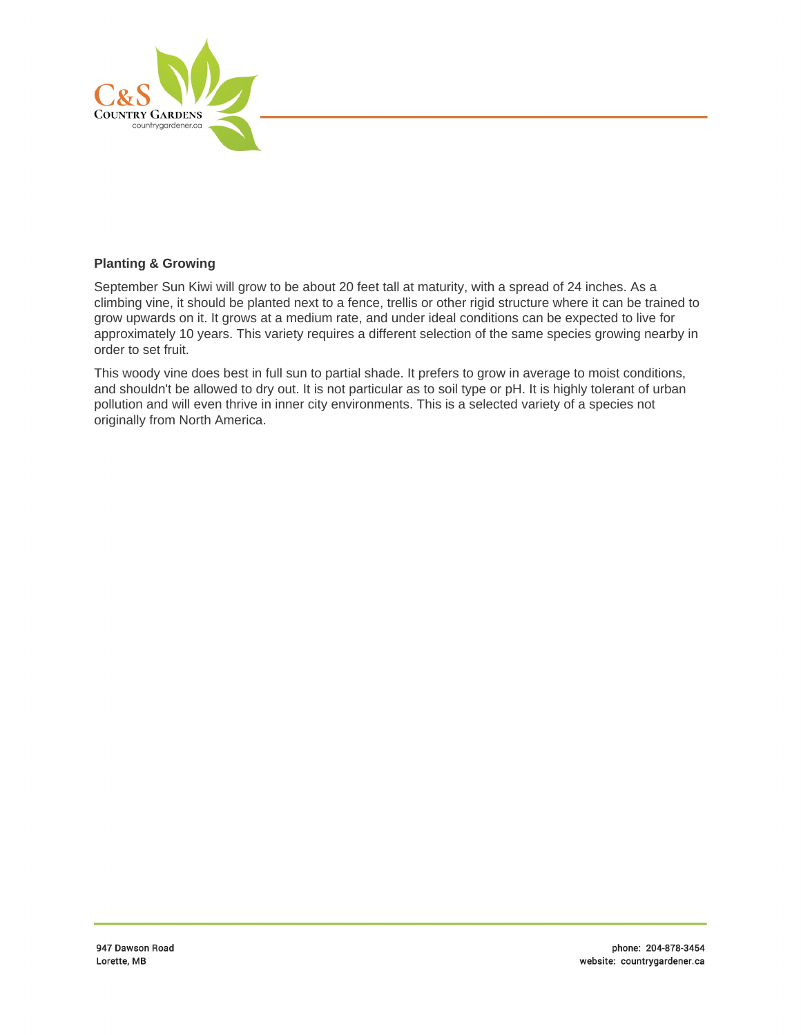**Planting & Growing**

September Sun Kiwi will grow to be about 20 feet tall at maturity, with a spread of 24 inches. As a climbing vine, it should be planted next to a fence, trellis or other rigid structure where it can be trained to grow upwards on it. It grows at a medium rate, and under ideal conditions can be expected to live for approximately 10 years. This variety requires a different selection of the same species growing nearby in order to set fruit.

This woody vine does best in full sun to partial shade. It prefers to grow in average to moist conditions, and shouldn't be allowed to dry out. It is not particular as to soil type or pH. It is highly tolerant of urban pollution and will even thrive in inner city environments. This is a selected variety of a species not originally from North America.